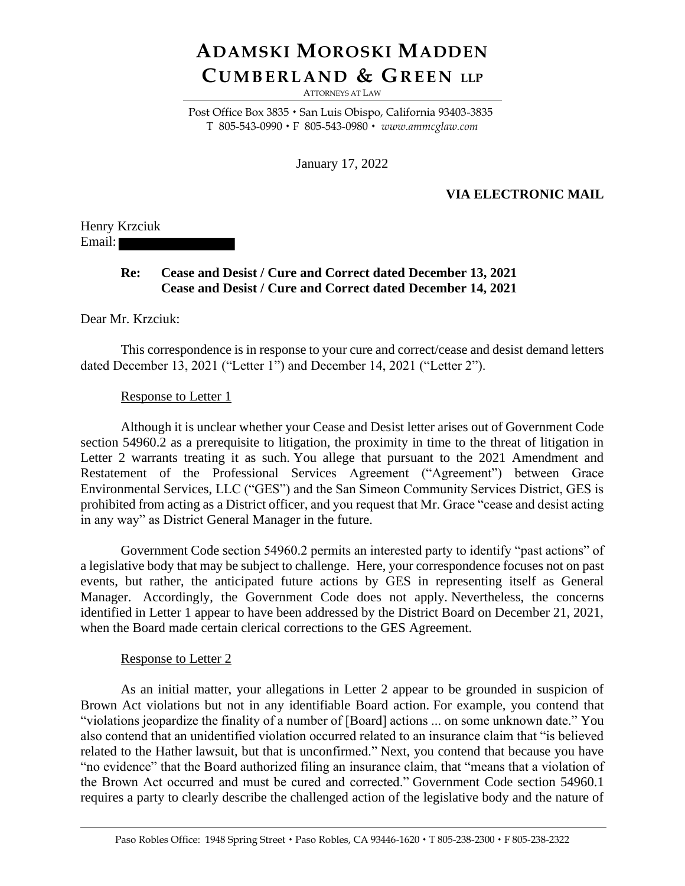# ADAMSKI MOROSKI MADDEN CUMBERLAND & GREEN LLP

ATTORNEYS AT LAW

Post Office Box 3835 • San Luis Obispo, California 93403-3835
T 805-543-0990 • F 805-543-0980 • *www.ammcglaw.com*

January 17, 2022

**VIA ELECTRONIC MAIL**

Henry Krzciuk
Email:

**Re: Cease and Desist / Cure and Correct dated December 13, 2021**
**Cease and Desist / Cure and Correct dated December 14, 2021**

Dear Mr. Krzciuk:

This correspondence is in response to your cure and correct/cease and desist demand letters dated December 13, 2021 ("Letter 1") and December 14, 2021 ("Letter 2").

Response to Letter 1

Although it is unclear whether your Cease and Desist letter arises out of Government Code section 54960.2 as a prerequisite to litigation, the proximity in time to the threat of litigation in Letter 2 warrants treating it as such. You allege that pursuant to the 2021 Amendment and Restatement of the Professional Services Agreement ("Agreement") between Grace Environmental Services, LLC ("GES") and the San Simeon Community Services District, GES is prohibited from acting as a District officer, and you request that Mr. Grace "cease and desist acting in any way" as District General Manager in the future.

Government Code section 54960.2 permits an interested party to identify "past actions" of a legislative body that may be subject to challenge. Here, your correspondence focuses not on past events, but rather, the anticipated future actions by GES in representing itself as General Manager. Accordingly, the Government Code does not apply. Nevertheless, the concerns identified in Letter 1 appear to have been addressed by the District Board on December 21, 2021, when the Board made certain clerical corrections to the GES Agreement.

Response to Letter 2

As an initial matter, your allegations in Letter 2 appear to be grounded in suspicion of Brown Act violations but not in any identifiable Board action. For example, you contend that "violations jeopardize the finality of a number of [Board] actions ... on some unknown date." You also contend that an unidentified violation occurred related to an insurance claim that "is believed related to the Hather lawsuit, but that is unconfirmed." Next, you contend that because you have "no evidence" that the Board authorized filing an insurance claim, that "means that a violation of the Brown Act occurred and must be cured and corrected." Government Code section 54960.1 requires a party to clearly describe the challenged action of the legislative body and the nature of

Paso Robles Office: 1948 Spring Street • Paso Robles, CA 93446-1620 • T 805-238-2300 • F 805-238-2322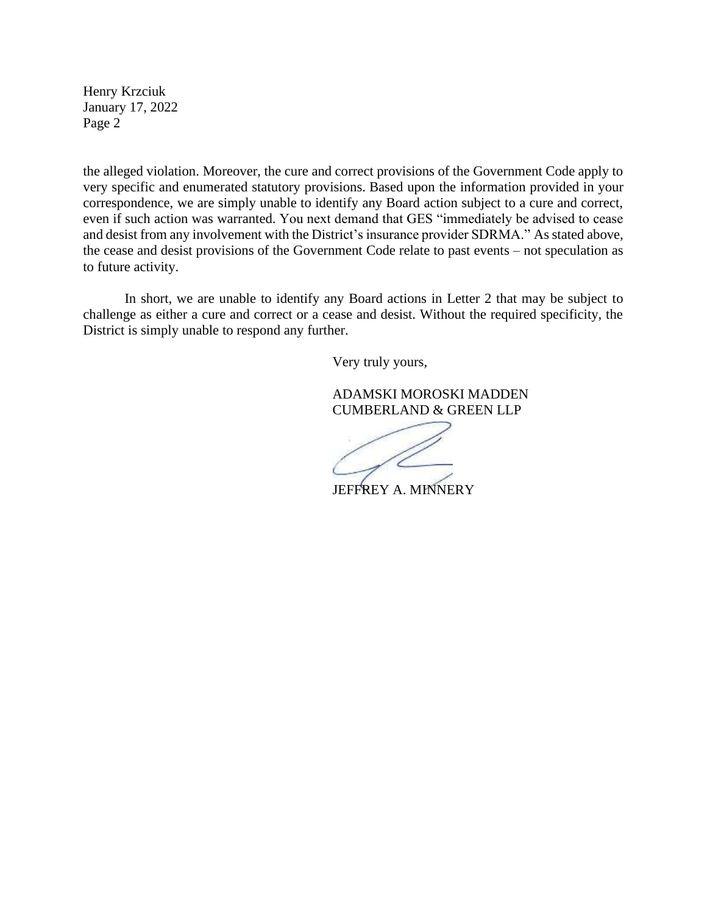the alleged violation. Moreover, the cure and correct provisions of the Government Code apply to very specific and enumerated statutory provisions. Based upon the information provided in your correspondence, we are simply unable to identify any Board action subject to a cure and correct, even if such action was warranted. You next demand that GES "immediately be advised to cease and desist from any involvement with the District's insurance provider SDRMA." As stated above, the cease and desist provisions of the Government Code relate to past events – not speculation as to future activity.

In short, we are unable to identify any Board actions in Letter 2 that may be subject to challenge as either a cure and correct or a cease and desist. Without the required specificity, the District is simply unable to respond any further.

Very truly yours,

ADAMSKI MOROSKI MADDEN
CUMBERLAND & GREEN LLP

JEFFREY A. MINNERY